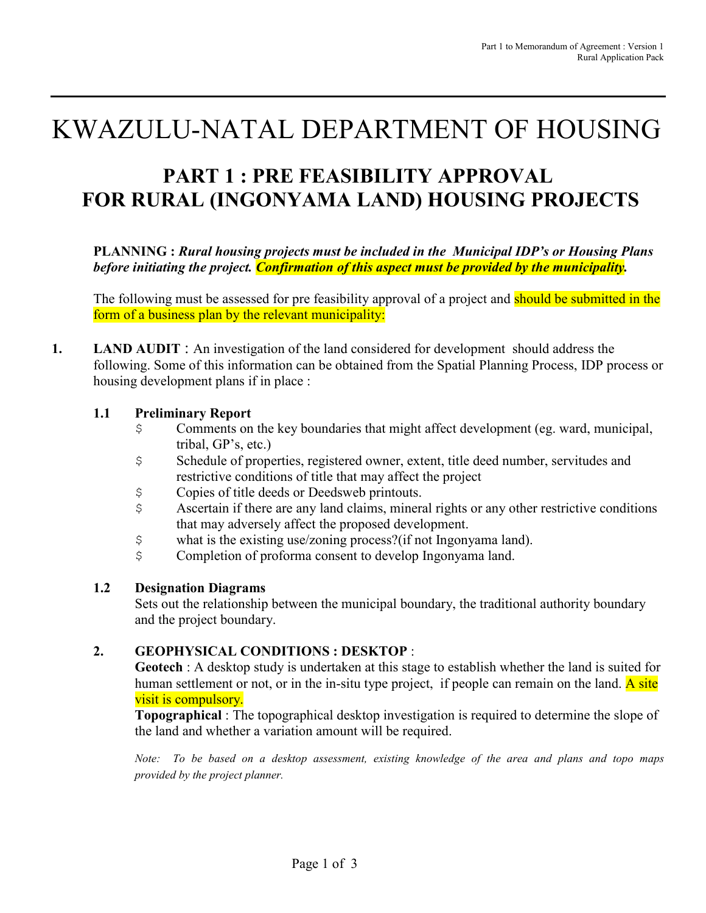# KWAZULU-NATAL DEPARTMENT OF HOUSING

## PART 1 : PRE FEASIBILITY APPROVAL FOR RURAL (INGONYAMA LAND) HOUSING PROJECTS

**PLANNING :** ***Rural housing projects must be included in the Municipal IDP's or Housing Plans before initiating the project. Confirmation of this aspect must be provided by the municipality.***

The following must be assessed for pre feasibility approval of a project and should be submitted in the form of a business plan by the relevant municipality:

**1. LAND AUDIT** : An investigation of the land considered for development should address the following. Some of this information can be obtained from the Spatial Planning Process, IDP process or housing development plans if in place :

**1.1 Preliminary Report**

- Comments on the key boundaries that might affect development (eg. ward, municipal, tribal, GP's, etc.)
- Schedule of properties, registered owner, extent, title deed number, servitudes and restrictive conditions of title that may affect the project
- Copies of title deeds or Deedsweb printouts.
- Ascertain if there are any land claims, mineral rights or any other restrictive conditions that may adversely affect the proposed development.
- what is the existing use/zoning process?(if not Ingonyama land).
- Completion of proforma consent to develop Ingonyama land.

**1.2 Designation Diagrams**

Sets out the relationship between the municipal boundary, the traditional authority boundary and the project boundary.

**2. GEOPHYSICAL CONDITIONS : DESKTOP** :

**Geotech** : A desktop study is undertaken at this stage to establish whether the land is suited for human settlement or not, or in the in-situ type project, if people can remain on the land. A site visit is compulsory.

**Topographical** : The topographical desktop investigation is required to determine the slope of the land and whether a variation amount will be required.

*Note: To be based on a desktop assessment, existing knowledge of the area and plans and topo maps provided by the project planner.*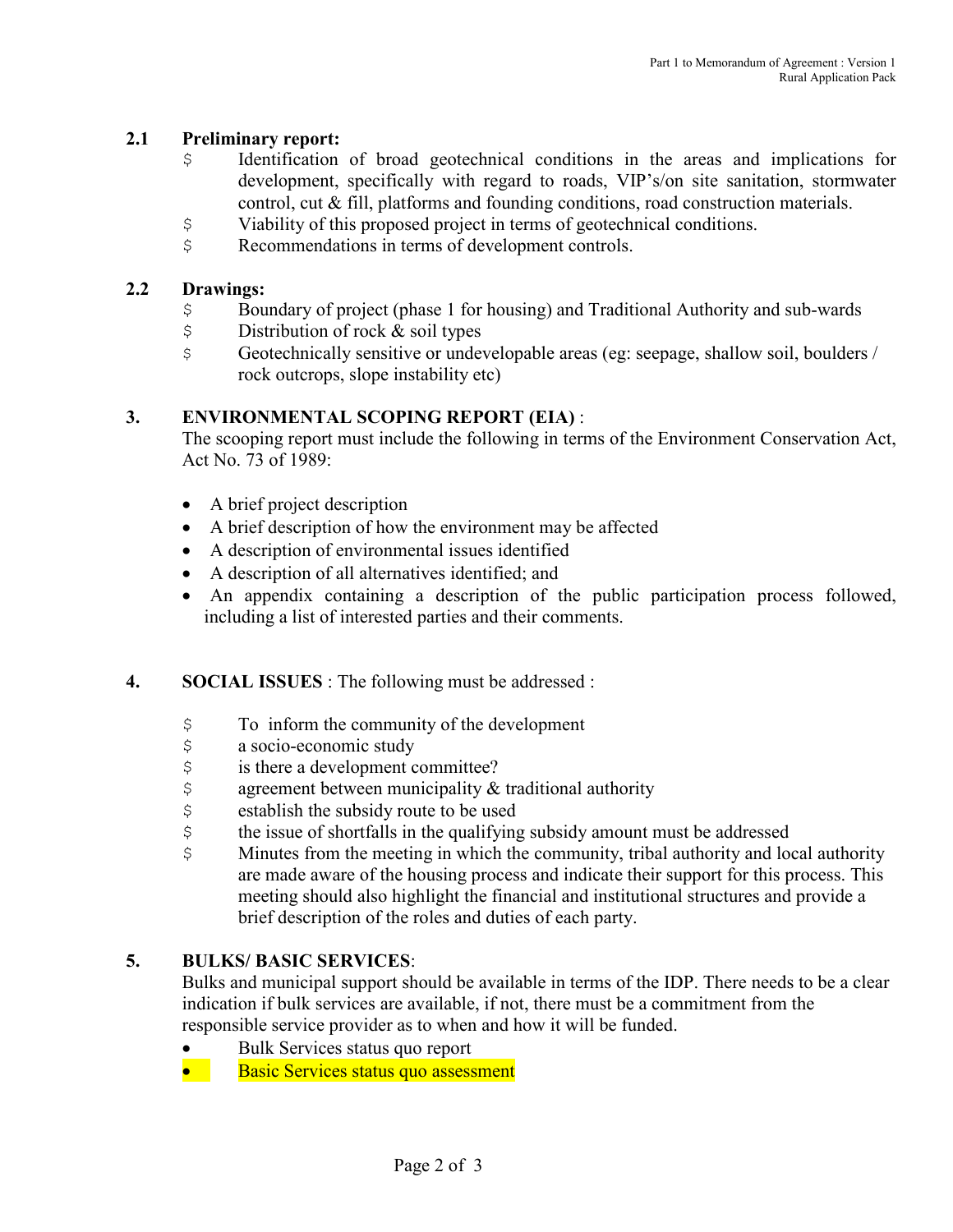### 2.1 Preliminary report:

- Identification of broad geotechnical conditions in the areas and implications for development, specifically with regard to roads, VIP's/on site sanitation, stormwater control, cut & fill, platforms and founding conditions, road construction materials.
- Viability of this proposed project in terms of geotechnical conditions.
- Recommendations in terms of development controls.

### 2.2 Drawings:

- Boundary of project (phase 1 for housing) and Traditional Authority and sub-wards
- Distribution of rock & soil types
- Geotechnically sensitive or undevelopable areas (eg: seepage, shallow soil, boulders / rock outcrops, slope instability etc)

## 3. ENVIRONMENTAL SCOPING REPORT (EIA) :

The scooping report must include the following in terms of the Environment Conservation Act, Act No. 73 of 1989:

- A brief project description
- A brief description of how the environment may be affected
- A description of environmental issues identified
- A description of all alternatives identified; and
- An appendix containing a description of the public participation process followed, including a list of interested parties and their comments.

## 4. SOCIAL ISSUES : The following must be addressed :

- To inform the community of the development
- a socio-economic study
- is there a development committee?
- agreement between municipality & traditional authority
- establish the subsidy route to be used
- the issue of shortfalls in the qualifying subsidy amount must be addressed
- Minutes from the meeting in which the community, tribal authority and local authority are made aware of the housing process and indicate their support for this process. This meeting should also highlight the financial and institutional structures and provide a brief description of the roles and duties of each party.

## 5. BULKS/ BASIC SERVICES:

Bulks and municipal support should be available in terms of the IDP. There needs to be a clear indication if bulk services are available, if not, there must be a commitment from the responsible service provider as to when and how it will be funded.

- Bulk Services status quo report
- Basic Services status quo assessment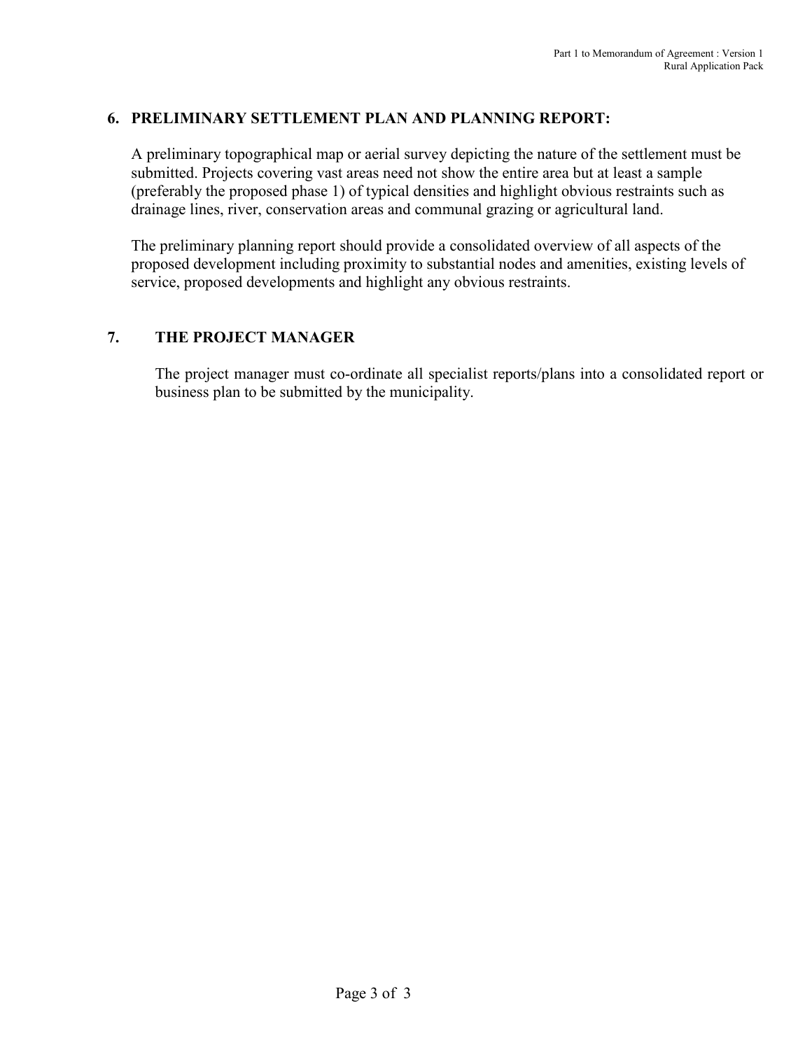## 6. PRELIMINARY SETTLEMENT PLAN AND PLANNING REPORT:

A preliminary topographical map or aerial survey depicting the nature of the settlement must be submitted. Projects covering vast areas need not show the entire area but at least a sample (preferably the proposed phase 1) of typical densities and highlight obvious restraints such as drainage lines, river, conservation areas and communal grazing or agricultural land.

The preliminary planning report should provide a consolidated overview of all aspects of the proposed development including proximity to substantial nodes and amenities, existing levels of service, proposed developments and highlight any obvious restraints.

## 7. THE PROJECT MANAGER

The project manager must co-ordinate all specialist reports/plans into a consolidated report or business plan to be submitted by the municipality.